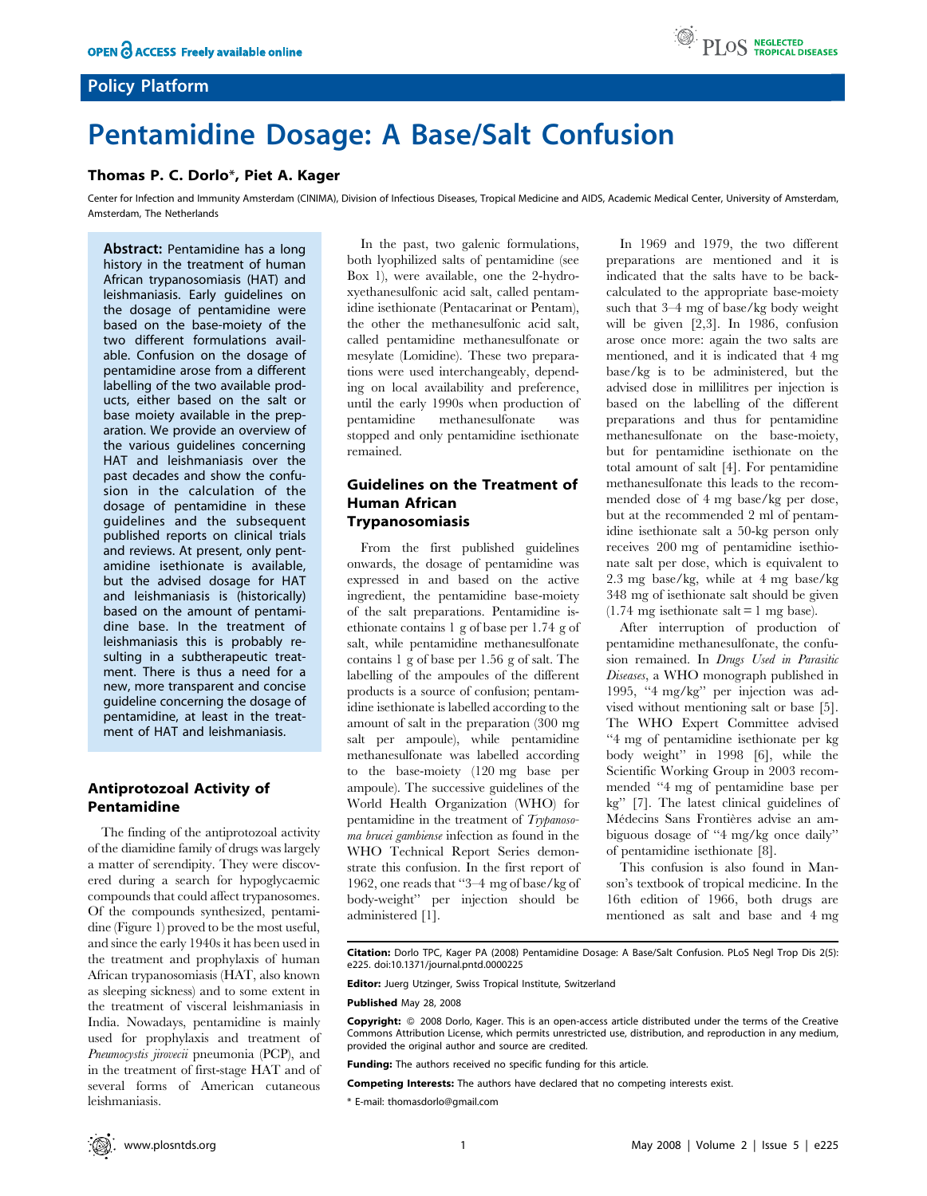Policy Platform

# Pentamidine Dosage: A Base/Salt Confusion

**Thomas P. C. Dorlo*, Piet A. Kager**

Center for Infection and Immunity Amsterdam (CINIMA), Division of Infectious Diseases, Tropical Medicine and AIDS, Academic Medical Center, University of Amsterdam, Amsterdam, The Netherlands

**Abstract:** Pentamidine has a long history in the treatment of human African trypanosomiasis (HAT) and leishmaniasis. Early guidelines on the dosage of pentamidine were based on the base-moiety of the two different formulations available. Confusion on the dosage of pentamidine arose from a different labelling of the two available products, either based on the salt or base moiety available in the preparation. We provide an overview of the various guidelines concerning HAT and leishmaniasis over the past decades and show the confusion in the calculation of the dosage of pentamidine in these guidelines and the subsequent published reports on clinical trials and reviews. At present, only pentamidine isethionate is available, but the advised dosage for HAT and leishmaniasis is (historically) based on the amount of pentamidine base. In the treatment of leishmaniasis this is probably resulting in a subtherapeutic treatment. There is thus a need for a new, more transparent and concise guideline concerning the dosage of pentamidine, at least in the treatment of HAT and leishmaniasis.

## Antiprotozoal Activity of Pentamidine

The finding of the antiprotozoal activity of the diamidine family of drugs was largely a matter of serendipity. They were discovered during a search for hypoglycaemic compounds that could affect trypanosomes. Of the compounds synthesized, pentamidine (Figure 1) proved to be the most useful, and since the early 1940s it has been used in the treatment and prophylaxis of human African trypanosomiasis (HAT, also known as sleeping sickness) and to some extent in the treatment of visceral leishmaniasis in India. Nowadays, pentamidine is mainly used for prophylaxis and treatment of *Pneumocystis jirovecii* pneumonia (PCP), and in the treatment of first-stage HAT and of several forms of American cutaneous leishmaniasis.

In the past, two galenic formulations, both lyophilized salts of pentamidine (see Box 1), were available, one the 2-hydroxyethanesulfonic acid salt, called pentamidine isethionate (Pentacarinat or Pentam), the other the methanesulfonic acid salt, called pentamidine methanesulfonate or mesylate (Lomidine). These two preparations were used interchangeably, depending on local availability and preference, until the early 1990s when production of pentamidine methanesulfonate was stopped and only pentamidine isethionate remained.

## Guidelines on the Treatment of Human African Trypanosomiasis

From the first published guidelines onwards, the dosage of pentamidine was expressed in and based on the active ingredient, the pentamidine base-moiety of the salt preparations. Pentamidine isethionate contains 1 g of base per 1.74 g of salt, while pentamidine methanesulfonate contains 1 g of base per 1.56 g of salt. The labelling of the ampoules of the different products is a source of confusion; pentamidine isethionate is labelled according to the amount of salt in the preparation (300 mg salt per ampoule), while pentamidine methanesulfonate was labelled according to the base-moiety (120 mg base per ampoule). The successive guidelines of the World Health Organization (WHO) for pentamidine in the treatment of *Trypanosoma brucei gambiense* infection as found in the WHO Technical Report Series demonstrate this confusion. In the first report of 1962, one reads that "3–4 mg of base/kg of body-weight" per injection should be administered [1].

In 1969 and 1979, the two different preparations are mentioned and it is indicated that the salts have to be back-calculated to the appropriate base-moiety such that 3–4 mg of base/kg body weight will be given [2,3]. In 1986, confusion arose once more: again the two salts are mentioned, and it is indicated that 4 mg base/kg is to be administered, but the advised dose in millilitres per injection is based on the labelling of the different preparations and thus for pentamidine methanesulfonate on the base-moiety, but for pentamidine isethionate on the total amount of salt [4]. For pentamidine methanesulfonate this leads to the recommended dose of 4 mg base/kg per dose, but at the recommended 2 ml of pentamidine isethionate salt a 50-kg person only receives 200 mg of pentamidine isethionate salt per dose, which is equivalent to 2.3 mg base/kg, while at 4 mg base/kg 348 mg of isethionate salt should be given (1.74 mg isethionate salt = 1 mg base).

After interruption of production of pentamidine methanesulfonate, the confusion remained. In *Drugs Used in Parasitic Diseases*, a WHO monograph published in 1995, "4 mg/kg" per injection was advised without mentioning salt or base [5]. The WHO Expert Committee advised "4 mg of pentamidine isethionate per kg body weight" in 1998 [6], while the Scientific Working Group in 2003 recommended "4 mg of pentamidine base per kg" [7]. The latest clinical guidelines of Médecins Sans Frontières advise an ambiguous dosage of "4 mg/kg once daily" of pentamidine isethionate [8].

This confusion is also found in Manson's textbook of tropical medicine. In the 16th edition of 1966, both drugs are mentioned as salt and base and 4 mg

**Citation:** Dorlo TPC, Kager PA (2008) Pentamidine Dosage: A Base/Salt Confusion. PLoS Negl Trop Dis 2(5): e225. doi:10.1371/journal.pntd.0000225

**Editor:** Juerg Utzinger, Swiss Tropical Institute, Switzerland

**Published** May 28, 2008

**Copyright:** © 2008 Dorlo, Kager. This is an open-access article distributed under the terms of the Creative Commons Attribution License, which permits unrestricted use, distribution, and reproduction in any medium, provided the original author and source are credited.

**Funding:** The authors received no specific funding for this article.

**Competing Interests:** The authors have declared that no competing interests exist.

* E-mail: thomasdorlo@gmail.com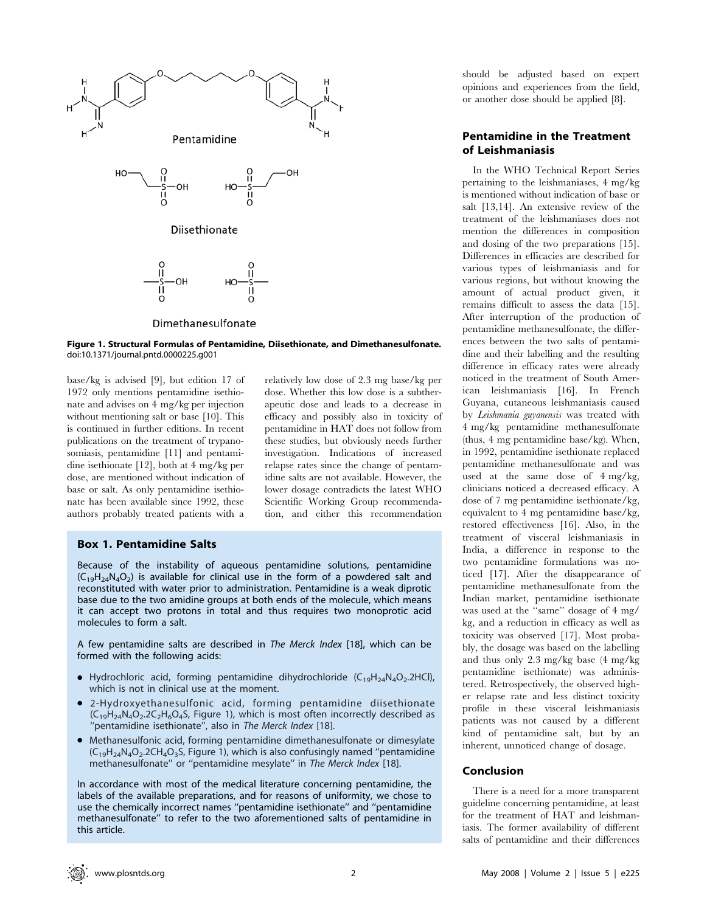Figure 1. Structural Formulas of Pentamidine, Diisethionate, and Dimethanesulfonate.
doi:10.1371/journal.pntd.0000225.g001

base/kg is advised [9], but edition 17 of 1972 only mentions pentamidine isethionate and advises on 4 mg/kg per injection without mentioning salt or base [10]. This is continued in further editions. In recent publications on the treatment of trypanosomiasis, pentamidine [11] and pentamidine isethionate [12], both at 4 mg/kg per dose, are mentioned without indication of base or salt. As only pentamidine isethionate has been available since 1992, these authors probably treated patients with a relatively low dose of 2.3 mg base/kg per dose. Whether this low dose is a subtherapeutic dose and leads to a decrease in efficacy and possibly also in toxicity of pentamidine in HAT does not follow from these studies, but obviously needs further investigation. Indications of increased relapse rates since the change of pentamidine salts are not available. However, the lower dosage contradicts the latest WHO Scientific Working Group recommendation, and either this recommendation should be adjusted based on expert opinions and experiences from the field, or another dose should be applied [8].

### Box 1. Pentamidine Salts

Because of the instability of aqueous pentamidine solutions, pentamidine ($C_{19}H_{24}N_4O_2$) is available for clinical use in the form of a powdered salt and reconstituted with water prior to administration. Pentamidine is a weak diprotic base due to the two amidine groups at both ends of the molecule, which means it can accept two protons in total and thus requires two monoprotic acid molecules to form a salt.

A few pentamidine salts are described in *The Merck Index* [18], which can be formed with the following acids:

- Hydrochloric acid, forming pentamidine dihydrochloride ($C_{19}H_{24}N_4O_2.2HCl$), which is not in clinical use at the moment.
- 2-Hydroxyethanesulfonic acid, forming pentamidine diisethionate ($C_{19}H_{24}N_4O_2.2C_2H_6O_4S$, Figure 1), which is most often incorrectly described as "pentamidine isethionate", also in *The Merck Index* [18].
- Methanesulfonic acid, forming pentamidine dimethanesulfonate or dimesylate ($C_{19}H_{24}N_4O_2.2CH_4O_3S$, Figure 1), which is also confusingly named "pentamidine methanesulfonate" or "pentamidine mesylate" in *The Merck Index* [18].

In accordance with most of the medical literature concerning pentamidine, the labels of the available preparations, and for reasons of uniformity, we chose to use the chemically incorrect names "pentamidine isethionate" and "pentamidine methanesulfonate" to refer to the two aforementioned salts of pentamidine in this article.

## Pentamidine in the Treatment of Leishmaniasis

In the WHO Technical Report Series pertaining to the leishmaniases, 4 mg/kg is mentioned without indication of base or salt [13,14]. An extensive review of the treatment of the leishmaniases does not mention the differences in composition and dosing of the two preparations [15]. Differences in efficacies are described for various types of leishmaniasis and for various regions, but without knowing the amount of actual product given, it remains difficult to assess the data [15]. After interruption of the production of pentamidine methanesulfonate, the differences between the two salts of pentamidine and their labelling and the resulting difference in efficacy rates were already noticed in the treatment of South American leishmaniasis [16]. In French Guyana, cutaneous leishmaniasis caused by *Leishmania guyanensis* was treated with 4 mg/kg pentamidine methanesulfonate (thus, 4 mg pentamidine base/kg). When, in 1992, pentamidine isethionate replaced pentamidine methanesulfonate and was used at the same dose of 4 mg/kg, clinicians noticed a decreased efficacy. A dose of 7 mg pentamidine isethionate/kg, equivalent to 4 mg pentamidine base/kg, restored effectiveness [16]. Also, in the treatment of visceral leishmaniasis in India, a difference in response to the two pentamidine formulations was noticed [17]. After the disappearance of pentamidine methanesulfonate from the Indian market, pentamidine isethionate was used at the "same" dosage of 4 mg/kg, and a reduction in efficacy as well as toxicity was observed [17]. Most probably, the dosage was based on the labelling and thus only 2.3 mg/kg base (4 mg/kg pentamidine isethionate) was administered. Retrospectively, the observed higher relapse rate and less distinct toxicity profile in these visceral leishmaniasis patients was not caused by a different kind of pentamidine salt, but by an inherent, unnoticed change of dosage.

## Conclusion

There is a need for a more transparent guideline concerning pentamidine, at least for the treatment of HAT and leishmaniasis. The former availability of different salts of pentamidine and their differences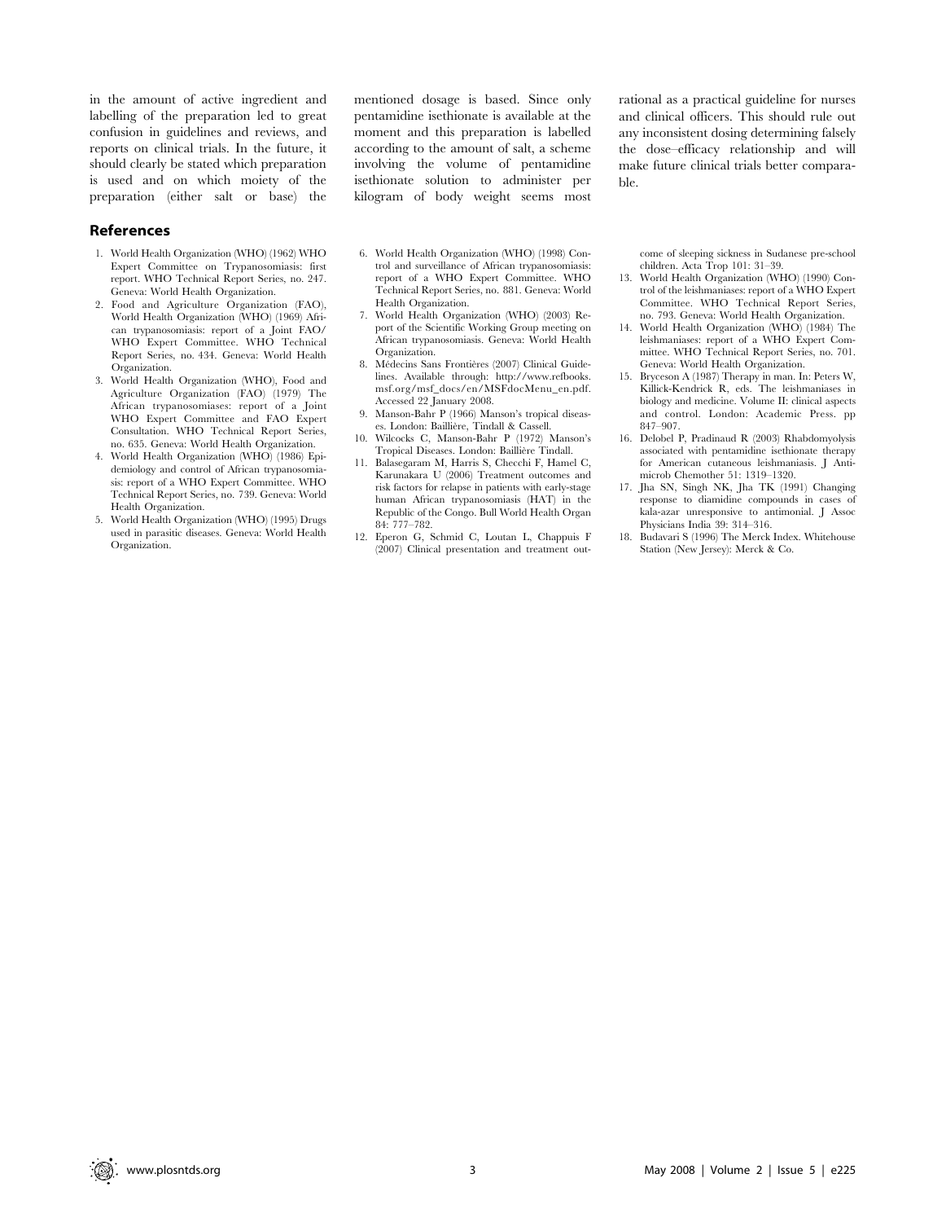in the amount of active ingredient and labelling of the preparation led to great confusion in guidelines and reviews, and reports on clinical trials. In the future, it should clearly be stated which preparation is used and on which moiety of the preparation (either salt or base) the mentioned dosage is based. Since only pentamidine isethionate is available at the moment and this preparation is labelled according to the amount of salt, a scheme involving the volume of pentamidine isethionate solution to administer per kilogram of body weight seems most rational as a practical guideline for nurses and clinical officers. This should rule out any inconsistent dosing determining falsely the dose–efficacy relationship and will make future clinical trials better comparable.

## References

1. World Health Organization (WHO) (1962) WHO Expert Committee on Trypanosomiasis: first report. WHO Technical Report Series, no. 247. Geneva: World Health Organization.
2. Food and Agriculture Organization (FAO), World Health Organization (WHO) (1969) African trypanosomiasis: report of a Joint FAO/WHO Expert Committee. WHO Technical Report Series, no. 434. Geneva: World Health Organization.
3. World Health Organization (WHO), Food and Agriculture Organization (FAO) (1979) The African trypanosomiases: report of a Joint WHO Expert Committee and FAO Expert Consultation. WHO Technical Report Series, no. 635. Geneva: World Health Organization.
4. World Health Organization (WHO) (1986) Epidemiology and control of African trypanosomiasis: report of a WHO Expert Committee. WHO Technical Report Series, no. 739. Geneva: World Health Organization.
5. World Health Organization (WHO) (1995) Drugs used in parasitic diseases. Geneva: World Health Organization.
6. World Health Organization (WHO) (1998) Control and surveillance of African trypanosomiasis: report of a WHO Expert Committee. WHO Technical Report Series, no. 881. Geneva: World Health Organization.
7. World Health Organization (WHO) (2003) Report of the Scientific Working Group meeting on African trypanosomiasis. Geneva: World Health Organization.
8. Médecins Sans Frontières (2007) Clinical Guidelines. Available through: http://www.refbooks.msf.org/msf_docs/en/MSFdocMenu_en.pdf. Accessed 22 January 2008.
9. Manson-Bahr P (1966) Manson's tropical diseases. London: Baillière, Tindall & Cassell.
10. Wilcocks C, Manson-Bahr P (1972) Manson's Tropical Diseases. London: Baillière Tindall.
11. Balasegaram M, Harris S, Checchi F, Hamel C, Karunakara U (2006) Treatment outcomes and risk factors for relapse in patients with early-stage human African trypanosomiasis (HAT) in the Republic of the Congo. Bull World Health Organ 84: 777–782.
12. Eperon G, Schmid C, Loutan L, Chappuis F (2007) Clinical presentation and treatment outcome of sleeping sickness in Sudanese pre-school children. Acta Trop 101: 31–39.
13. World Health Organization (WHO) (1990) Control of the leishmaniases: report of a WHO Expert Committee. WHO Technical Report Series, no. 793. Geneva: World Health Organization.
14. World Health Organization (WHO) (1984) The leishmaniases: report of a WHO Expert Committee. WHO Technical Report Series, no. 701. Geneva: World Health Organization.
15. Bryceson A (1987) Therapy in man. In: Peters W, Killick-Kendrick R, eds. The leishmaniases in biology and medicine. Volume II: clinical aspects and control. London: Academic Press. pp 847–907.
16. Delobel P, Pradinaud R (2003) Rhabdomyolysis associated with pentamidine isethionate therapy for American cutaneous leishmaniasis. J Antimicrob Chemother 51: 1319–1320.
17. Jha SN, Singh NK, Jha TK (1991) Changing response to diamidine compounds in cases of kala-azar unresponsive to antimonial. J Assoc Physicians India 39: 314–316.
18. Budavari S (1996) The Merck Index. Whitehouse Station (New Jersey): Merck & Co.